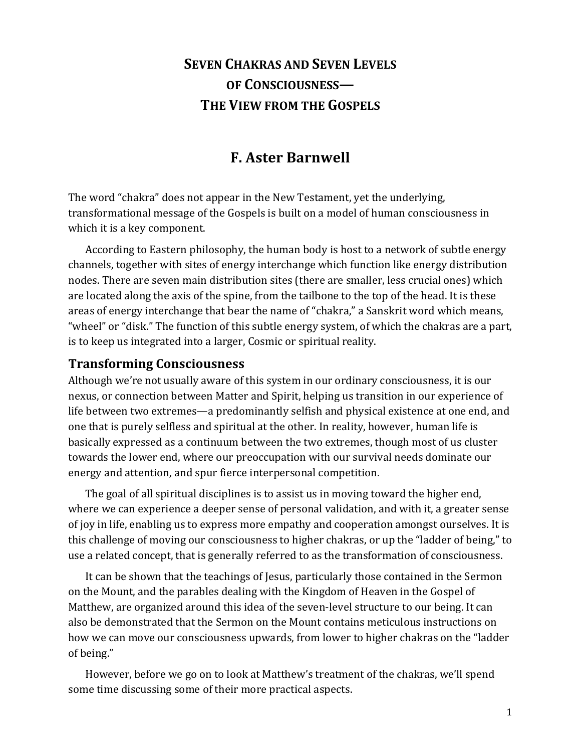# Seven Chakras and Seven Levels of Consciousness— The View from the Gospels

## F. Aster Barnwell

The word "chakra" does not appear in the New Testament, yet the underlying, transformational message of the Gospels is built on a model of human consciousness in which it is a key component.

According to Eastern philosophy, the human body is host to a network of subtle energy channels, together with sites of energy interchange which function like energy distribution nodes. There are seven main distribution sites (there are smaller, less crucial ones) which are located along the axis of the spine, from the tailbone to the top of the head. It is these areas of energy interchange that bear the name of "chakra," a Sanskrit word which means, "wheel" or "disk." The function of this subtle energy system, of which the chakras are a part, is to keep us integrated into a larger, Cosmic or spiritual reality.

### Transforming Consciousness

Although we're not usually aware of this system in our ordinary consciousness, it is our nexus, or connection between Matter and Spirit, helping us transition in our experience of life between two extremes—a predominantly selfish and physical existence at one end, and one that is purely selfless and spiritual at the other. In reality, however, human life is basically expressed as a continuum between the two extremes, though most of us cluster towards the lower end, where our preoccupation with our survival needs dominate our energy and attention, and spur fierce interpersonal competition.

The goal of all spiritual disciplines is to assist us in moving toward the higher end, where we can experience a deeper sense of personal validation, and with it, a greater sense of joy in life, enabling us to express more empathy and cooperation amongst ourselves. It is this challenge of moving our consciousness to higher chakras, or up the "ladder of being," to use a related concept, that is generally referred to as the transformation of consciousness.

It can be shown that the teachings of Jesus, particularly those contained in the Sermon on the Mount, and the parables dealing with the Kingdom of Heaven in the Gospel of Matthew, are organized around this idea of the seven-level structure to our being. It can also be demonstrated that the Sermon on the Mount contains meticulous instructions on how we can move our consciousness upwards, from lower to higher chakras on the "ladder of being."

However, before we go on to look at Matthew's treatment of the chakras, we'll spend some time discussing some of their more practical aspects.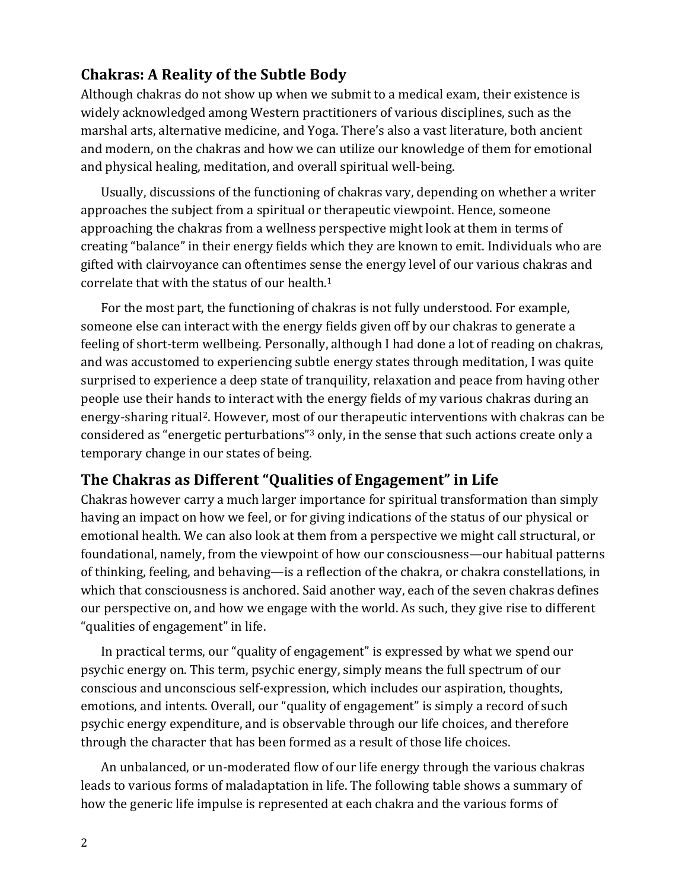## Chakras: A Reality of the Subtle Body

Although chakras do not show up when we submit to a medical exam, their existence is widely acknowledged among Western practitioners of various disciplines, such as the marshal arts, alternative medicine, and Yoga. There's also a vast literature, both ancient and modern, on the chakras and how we can utilize our knowledge of them for emotional and physical healing, meditation, and overall spiritual well-being.

Usually, discussions of the functioning of chakras vary, depending on whether a writer approaches the subject from a spiritual or therapeutic viewpoint. Hence, someone approaching the chakras from a wellness perspective might look at them in terms of creating "balance" in their energy fields which they are known to emit. Individuals who are gifted with clairvoyance can oftentimes sense the energy level of our various chakras and correlate that with the status of our health.[1]

For the most part, the functioning of chakras is not fully understood. For example, someone else can interact with the energy fields given off by our chakras to generate a feeling of short-term wellbeing. Personally, although I had done a lot of reading on chakras, and was accustomed to experiencing subtle energy states through meditation, I was quite surprised to experience a deep state of tranquility, relaxation and peace from having other people use their hands to interact with the energy fields of my various chakras during an energy-sharing ritual[2]. However, most of our therapeutic interventions with chakras can be considered as "energetic perturbations"[3] only, in the sense that such actions create only a temporary change in our states of being.

## The Chakras as Different "Qualities of Engagement" in Life

Chakras however carry a much larger importance for spiritual transformation than simply having an impact on how we feel, or for giving indications of the status of our physical or emotional health. We can also look at them from a perspective we might call structural, or foundational, namely, from the viewpoint of how our consciousness—our habitual patterns of thinking, feeling, and behaving—is a reflection of the chakra, or chakra constellations, in which that consciousness is anchored. Said another way, each of the seven chakras defines our perspective on, and how we engage with the world. As such, they give rise to different "qualities of engagement" in life.

In practical terms, our "quality of engagement" is expressed by what we spend our psychic energy on. This term, psychic energy, simply means the full spectrum of our conscious and unconscious self-expression, which includes our aspiration, thoughts, emotions, and intents. Overall, our "quality of engagement" is simply a record of such psychic energy expenditure, and is observable through our life choices, and therefore through the character that has been formed as a result of those life choices.

An unbalanced, or un-moderated flow of our life energy through the various chakras leads to various forms of maladaptation in life. The following table shows a summary of how the generic life impulse is represented at each chakra and the various forms of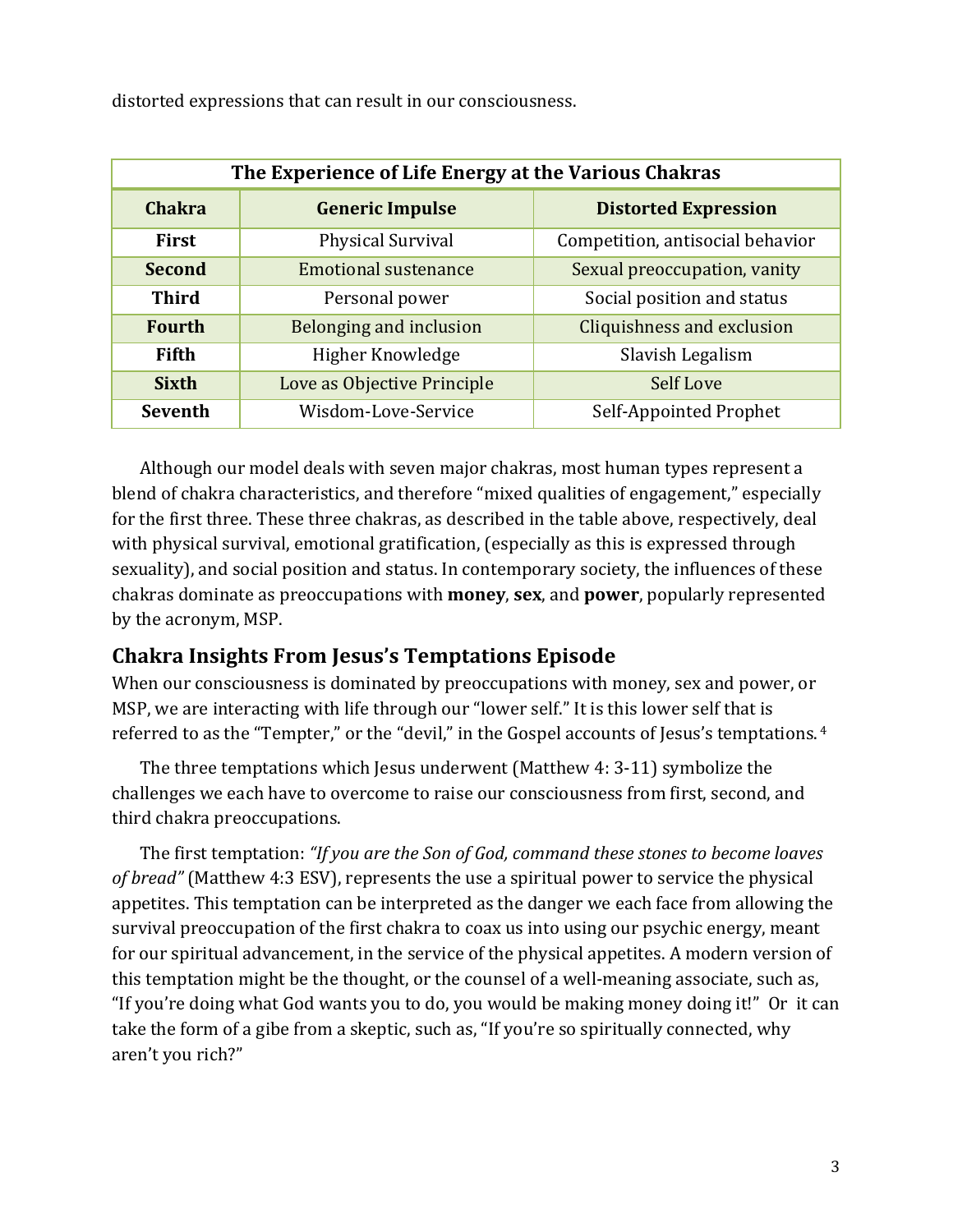distorted expressions that can result in our consciousness.

| The Experience of Life Energy at the Various Chakras | | |
|---|---|---|
| **Chakra** | **Generic Impulse** | **Distorted Expression** |
| **First** | Physical Survival | Competition, antisocial behavior |
| **Second** | Emotional sustenance | Sexual preoccupation, vanity |
| **Third** | Personal power | Social position and status |
| **Fourth** | Belonging and inclusion | Cliquishness and exclusion |
| **Fifth** | Higher Knowledge | Slavish Legalism |
| **Sixth** | Love as Objective Principle | Self Love |
| **Seventh** | Wisdom-Love-Service | Self-Appointed Prophet |

Although our model deals with seven major chakras, most human types represent a blend of chakra characteristics, and therefore "mixed qualities of engagement," especially for the first three. These three chakras, as described in the table above, respectively, deal with physical survival, emotional gratification, (especially as this is expressed through sexuality), and social position and status. In contemporary society, the influences of these chakras dominate as preoccupations with **money**, **sex**, and **power**, popularly represented by the acronym, MSP.

## Chakra Insights From Jesus's Temptations Episode

When our consciousness is dominated by preoccupations with money, sex and power, or MSP, we are interacting with life through our "lower self." It is this lower self that is referred to as the "Tempter," or the "devil," in the Gospel accounts of Jesus's temptations.[4]

The three temptations which Jesus underwent (Matthew 4: 3-11) symbolize the challenges we each have to overcome to raise our consciousness from first, second, and third chakra preoccupations.

The first temptation: *"If you are the Son of God, command these stones to become loaves of bread"* (Matthew 4:3 ESV), represents the use a spiritual power to service the physical appetites. This temptation can be interpreted as the danger we each face from allowing the survival preoccupation of the first chakra to coax us into using our psychic energy, meant for our spiritual advancement, in the service of the physical appetites. A modern version of this temptation might be the thought, or the counsel of a well-meaning associate, such as, "If you're doing what God wants you to do, you would be making money doing it!" Or it can take the form of a gibe from a skeptic, such as, "If you're so spiritually connected, why aren't you rich?"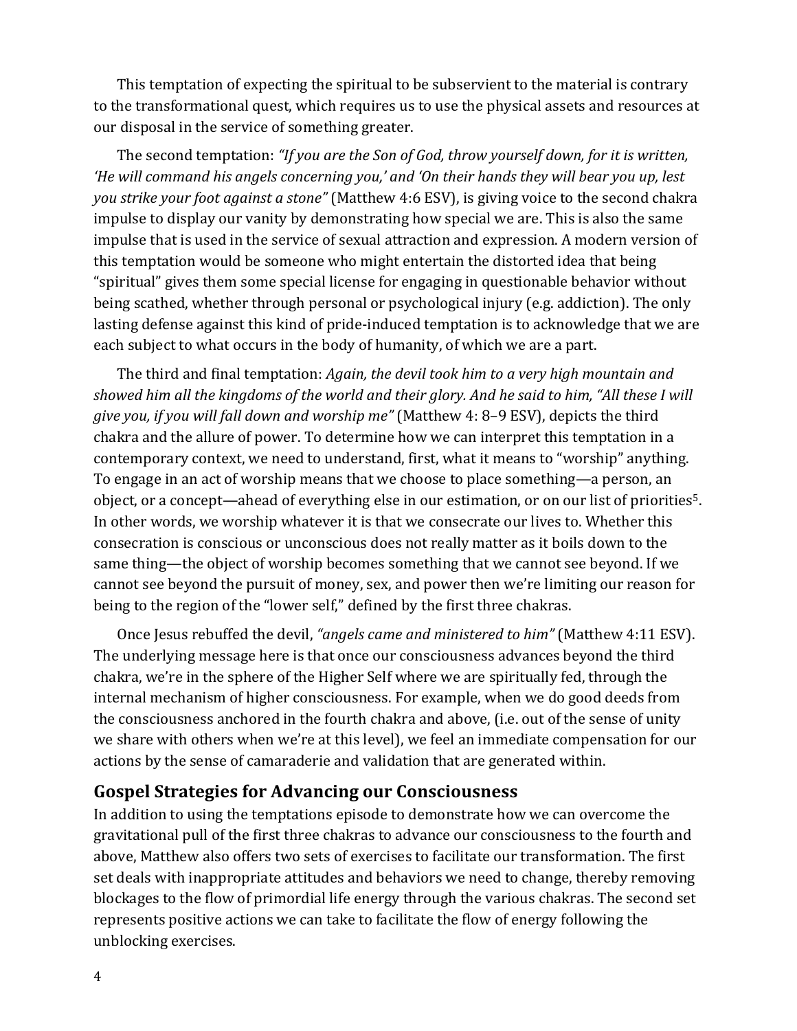This temptation of expecting the spiritual to be subservient to the material is contrary to the transformational quest, which requires us to use the physical assets and resources at our disposal in the service of something greater.

The second temptation: *"If you are the Son of God, throw yourself down, for it is written, 'He will command his angels concerning you,' and 'On their hands they will bear you up, lest you strike your foot against a stone"* (Matthew 4:6 ESV), is giving voice to the second chakra impulse to display our vanity by demonstrating how special we are. This is also the same impulse that is used in the service of sexual attraction and expression. A modern version of this temptation would be someone who might entertain the distorted idea that being "spiritual" gives them some special license for engaging in questionable behavior without being scathed, whether through personal or psychological injury (e.g. addiction). The only lasting defense against this kind of pride-induced temptation is to acknowledge that we are each subject to what occurs in the body of humanity, of which we are a part.

The third and final temptation: *Again, the devil took him to a very high mountain and showed him all the kingdoms of the world and their glory. And he said to him, "All these I will give you, if you will fall down and worship me"* (Matthew 4: 8–9 ESV), depicts the third chakra and the allure of power. To determine how we can interpret this temptation in a contemporary context, we need to understand, first, what it means to "worship" anything. To engage in an act of worship means that we choose to place something—a person, an object, or a concept—ahead of everything else in our estimation, or on our list of priorities[5]. In other words, we worship whatever it is that we consecrate our lives to. Whether this consecration is conscious or unconscious does not really matter as it boils down to the same thing—the object of worship becomes something that we cannot see beyond. If we cannot see beyond the pursuit of money, sex, and power then we're limiting our reason for being to the region of the "lower self," defined by the first three chakras.

Once Jesus rebuffed the devil, *"angels came and ministered to him"* (Matthew 4:11 ESV). The underlying message here is that once our consciousness advances beyond the third chakra, we're in the sphere of the Higher Self where we are spiritually fed, through the internal mechanism of higher consciousness. For example, when we do good deeds from the consciousness anchored in the fourth chakra and above, (i.e. out of the sense of unity we share with others when we're at this level), we feel an immediate compensation for our actions by the sense of camaraderie and validation that are generated within.

## Gospel Strategies for Advancing our Consciousness

In addition to using the temptations episode to demonstrate how we can overcome the gravitational pull of the first three chakras to advance our consciousness to the fourth and above, Matthew also offers two sets of exercises to facilitate our transformation. The first set deals with inappropriate attitudes and behaviors we need to change, thereby removing blockages to the flow of primordial life energy through the various chakras. The second set represents positive actions we can take to facilitate the flow of energy following the unblocking exercises.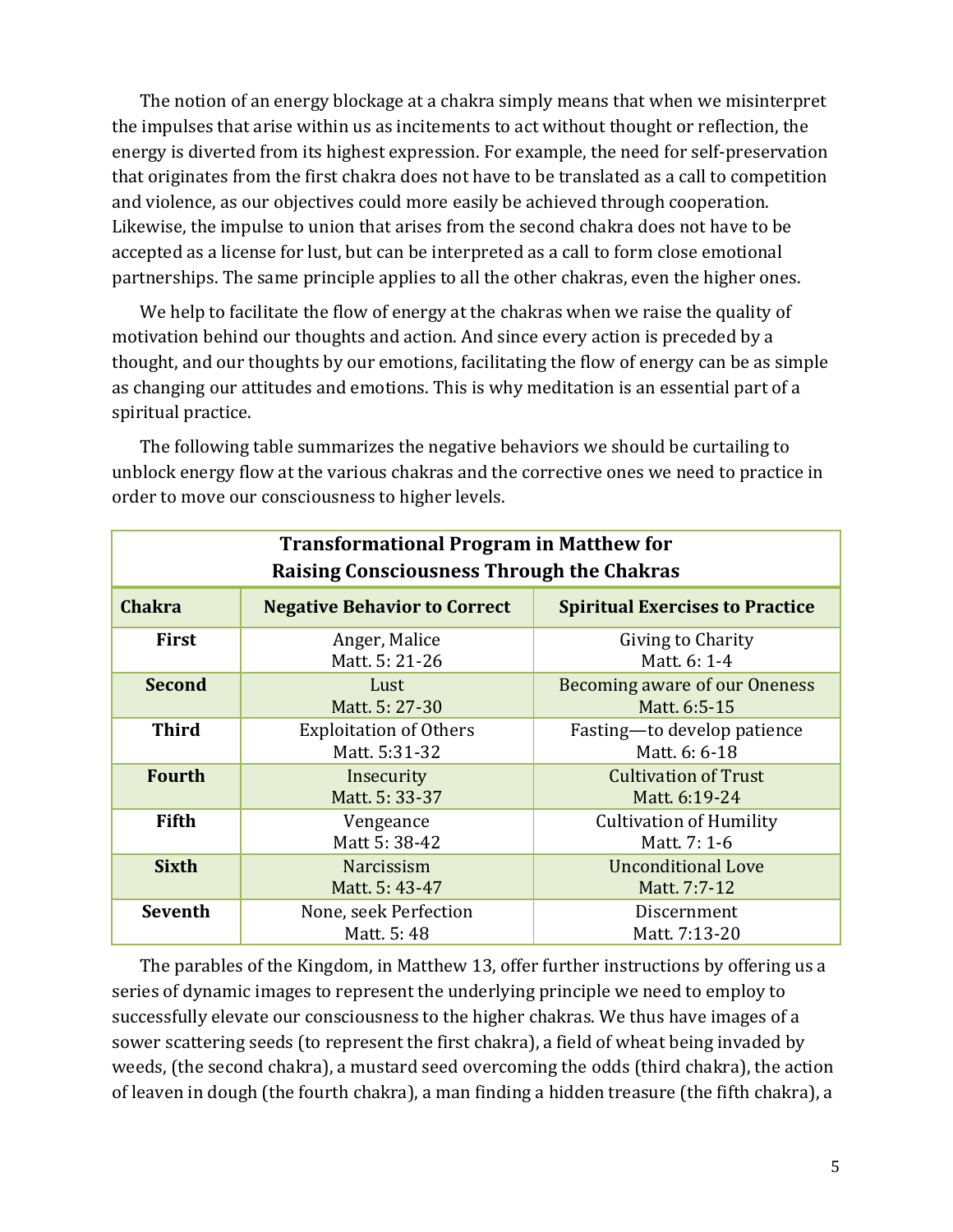The notion of an energy blockage at a chakra simply means that when we misinterpret the impulses that arise within us as incitements to act without thought or reflection, the energy is diverted from its highest expression. For example, the need for self-preservation that originates from the first chakra does not have to be translated as a call to competition and violence, as our objectives could more easily be achieved through cooperation. Likewise, the impulse to union that arises from the second chakra does not have to be accepted as a license for lust, but can be interpreted as a call to form close emotional partnerships. The same principle applies to all the other chakras, even the higher ones.

We help to facilitate the flow of energy at the chakras when we raise the quality of motivation behind our thoughts and action. And since every action is preceded by a thought, and our thoughts by our emotions, facilitating the flow of energy can be as simple as changing our attitudes and emotions. This is why meditation is an essential part of a spiritual practice.

The following table summarizes the negative behaviors we should be curtailing to unblock energy flow at the various chakras and the corrective ones we need to practice in order to move our consciousness to higher levels.

**Transformational Program in Matthew for Raising Consciousness Through the Chakras**

| Chakra | Negative Behavior to Correct | Spiritual Exercises to Practice |
|---|---|---|
| **First** | Anger, Malice<br>Matt. 5: 21-26 | Giving to Charity<br>Matt. 6: 1-4 |
| **Second** | Lust<br>Matt. 5: 27-30 | Becoming aware of our Oneness<br>Matt. 6:5-15 |
| **Third** | Exploitation of Others<br>Matt. 5:31-32 | Fasting—to develop patience<br>Matt. 6: 6-18 |
| **Fourth** | Insecurity<br>Matt. 5: 33-37 | Cultivation of Trust<br>Matt. 6:19-24 |
| **Fifth** | Vengeance<br>Matt 5: 38-42 | Cultivation of Humility<br>Matt. 7: 1-6 |
| **Sixth** | Narcissism<br>Matt. 5: 43-47 | Unconditional Love<br>Matt. 7:7-12 |
| **Seventh** | None, seek Perfection<br>Matt. 5: 48 | Discernment<br>Matt. 7:13-20 |

The parables of the Kingdom, in Matthew 13, offer further instructions by offering us a series of dynamic images to represent the underlying principle we need to employ to successfully elevate our consciousness to the higher chakras. We thus have images of a sower scattering seeds (to represent the first chakra), a field of wheat being invaded by weeds, (the second chakra), a mustard seed overcoming the odds (third chakra), the action of leaven in dough (the fourth chakra), a man finding a hidden treasure (the fifth chakra), a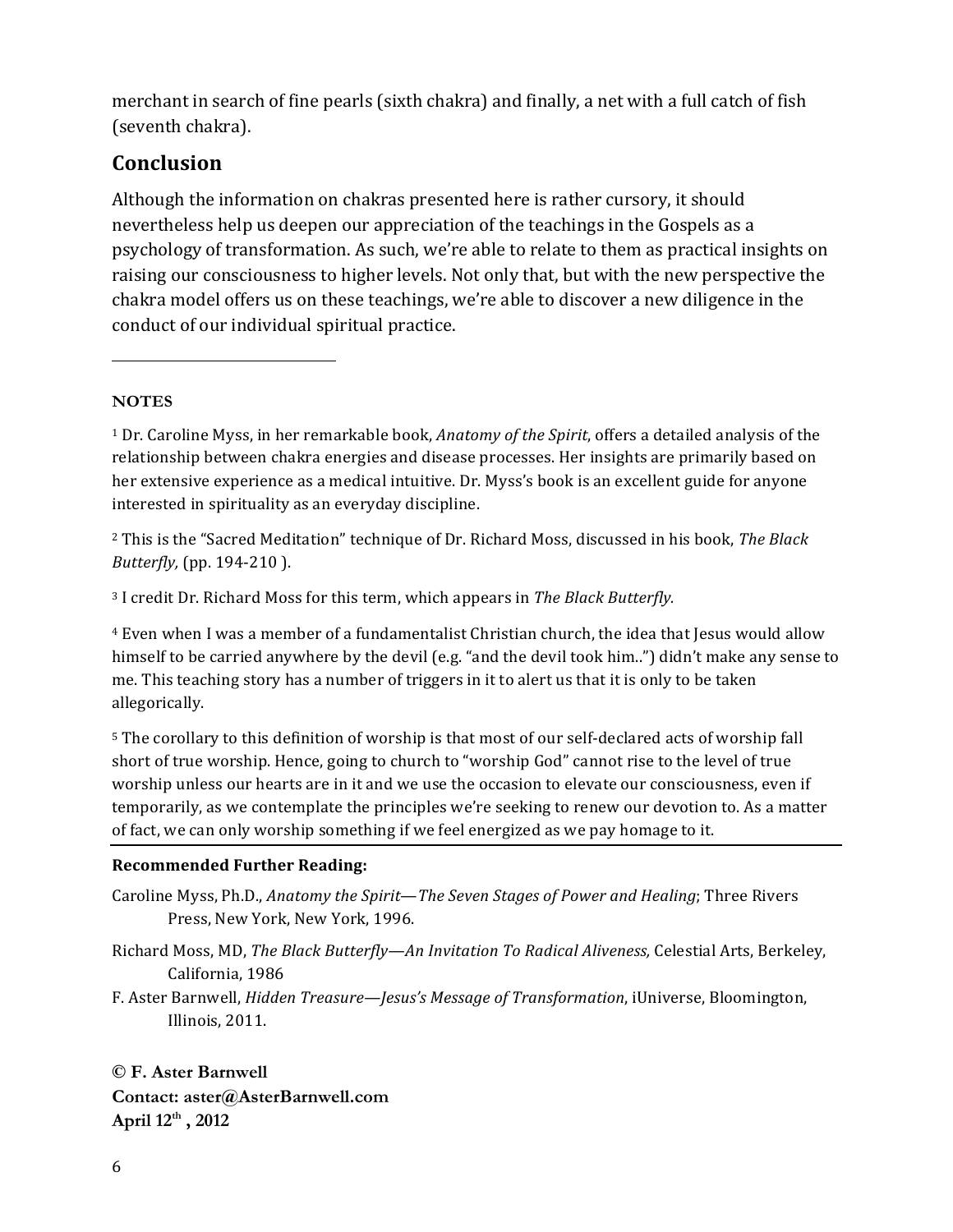merchant in search of fine pearls (sixth chakra) and finally, a net with a full catch of fish (seventh chakra).

## Conclusion

Although the information on chakras presented here is rather cursory, it should nevertheless help us deepen our appreciation of the teachings in the Gospels as a psychology of transformation. As such, we're able to relate to them as practical insights on raising our consciousness to higher levels. Not only that, but with the new perspective the chakra model offers us on these teachings, we're able to discover a new diligence in the conduct of our individual spiritual practice.

---

**NOTES**

[1] Dr. Caroline Myss, in her remarkable book, *Anatomy of the Spirit*, offers a detailed analysis of the relationship between chakra energies and disease processes. Her insights are primarily based on her extensive experience as a medical intuitive. Dr. Myss's book is an excellent guide for anyone interested in spirituality as an everyday discipline.

[2] This is the "Sacred Meditation" technique of Dr. Richard Moss, discussed in his book, *The Black Butterfly,* (pp. 194-210 ).

[3] I credit Dr. Richard Moss for this term, which appears in *The Black Butterfly.*

[4] Even when I was a member of a fundamentalist Christian church, the idea that Jesus would allow himself to be carried anywhere by the devil (e.g. "and the devil took him..") didn't make any sense to me. This teaching story has a number of triggers in it to alert us that it is only to be taken allegorically.

[5] The corollary to this definition of worship is that most of our self-declared acts of worship fall short of true worship. Hence, going to church to "worship God" cannot rise to the level of true worship unless our hearts are in it and we use the occasion to elevate our consciousness, even if temporarily, as we contemplate the principles we're seeking to renew our devotion to. As a matter of fact, we can only worship something if we feel energized as we pay homage to it.

---

**Recommended Further Reading:**

Caroline Myss, Ph.D., *Anatomy the Spirit—The Seven Stages of Power and Healing*; Three Rivers Press, New York, New York, 1996.

Richard Moss, MD, *The Black Butterfly—An Invitation To Radical Aliveness,* Celestial Arts, Berkeley, California, 1986

F. Aster Barnwell, *Hidden Treasure—Jesus's Message of Transformation*, iUniverse, Bloomington, Illinois, 2011.

**© F. Aster Barnwell**
**Contact: aster@AsterBarnwell.com**
**April 12th , 2012**